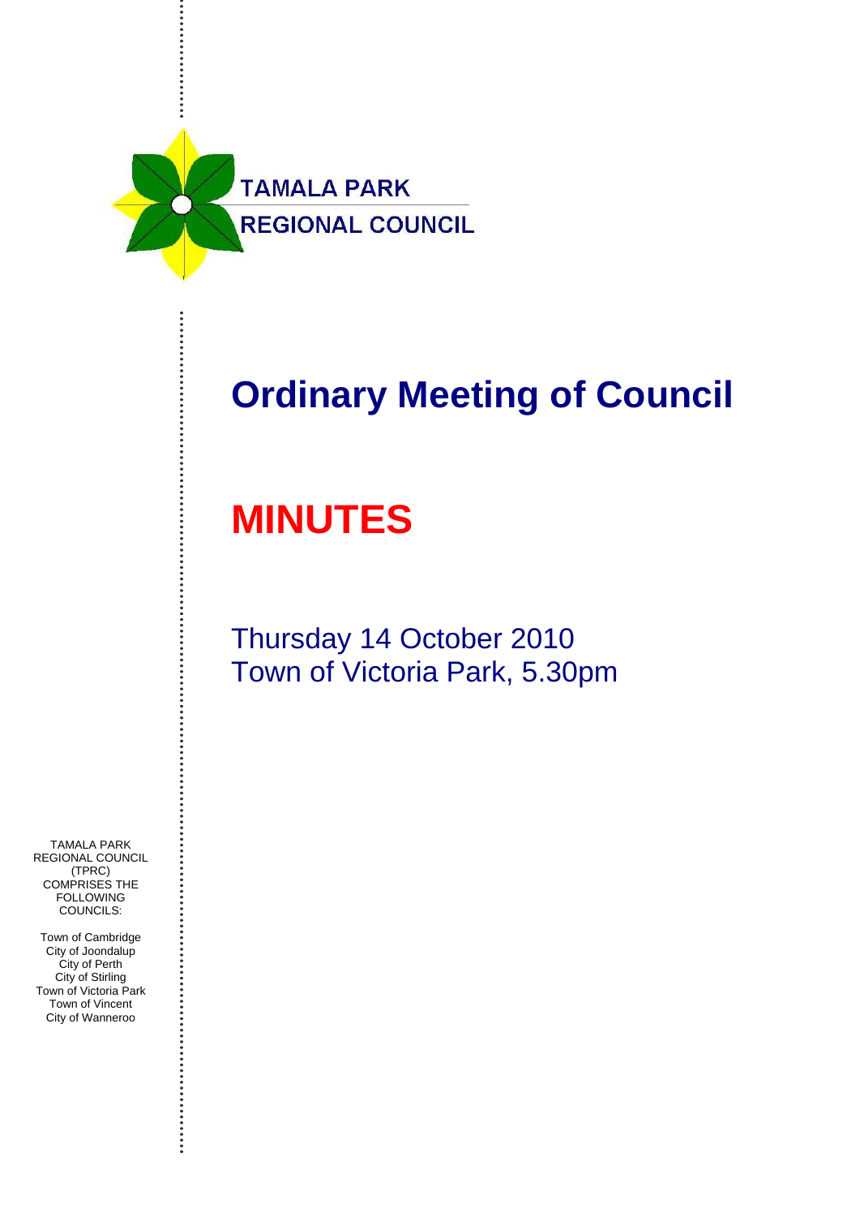TAMALA PARK
REGIONAL COUNCIL

# Ordinary Meeting of Council

# MINUTES

Thursday 14 October 2010
Town of Victoria Park, 5.30pm

TAMALA PARK REGIONAL COUNCIL (TPRC) COMPRISES THE FOLLOWING COUNCILS:

Town of Cambridge
City of Joondalup
City of Perth
City of Stirling
Town of Victoria Park
Town of Vincent
City of Wanneroo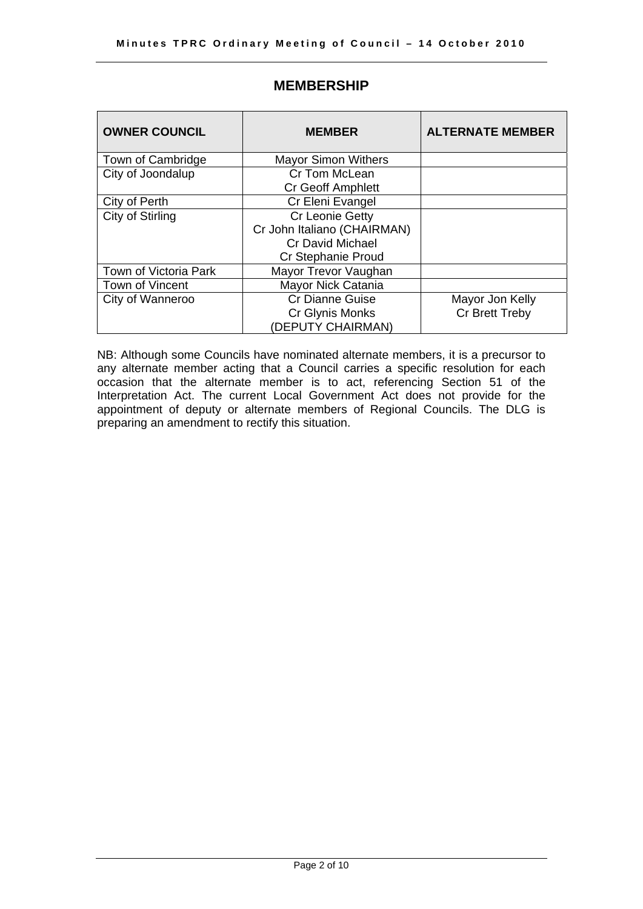## MEMBERSHIP

| OWNER COUNCIL | MEMBER | ALTERNATE MEMBER |
|---|---|---|
| Town of Cambridge | Mayor Simon Withers | |
| City of Joondalup | Cr Tom McLean<br>Cr Geoff Amphlett | |
| City of Perth | Cr Eleni Evangel | |
| City of Stirling | Cr Leonie Getty<br>Cr John Italiano (CHAIRMAN)<br>Cr David Michael<br>Cr Stephanie Proud | |
| Town of Victoria Park | Mayor Trevor Vaughan | |
| Town of Vincent | Mayor Nick Catania | |
| City of Wanneroo | Cr Dianne Guise<br>Cr Glynis Monks<br>(DEPUTY CHAIRMAN) | Mayor Jon Kelly<br>Cr Brett Treby |

NB: Although some Councils have nominated alternate members, it is a precursor to any alternate member acting that a Council carries a specific resolution for each occasion that the alternate member is to act, referencing Section 51 of the Interpretation Act. The current Local Government Act does not provide for the appointment of deputy or alternate members of Regional Councils. The DLG is preparing an amendment to rectify this situation.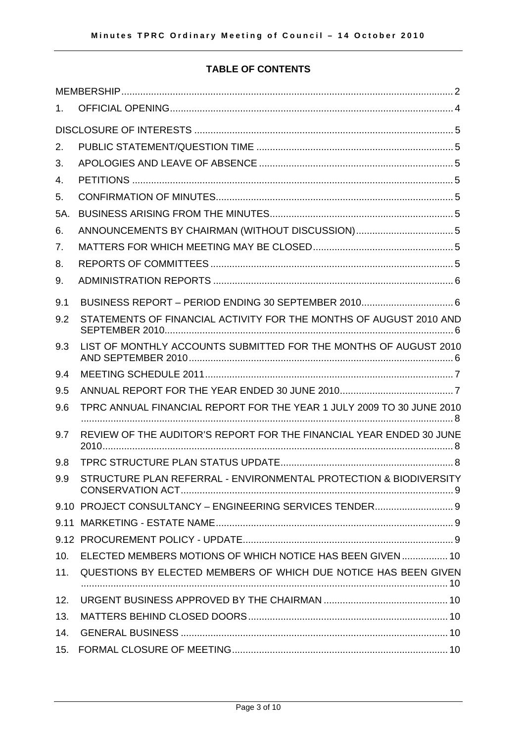**TABLE OF CONTENTS**

| | | |
|---|---|---|
| MEMBERSHIP | | 2 |
| 1. | OFFICIAL OPENING | 4 |
| DISCLOSURE OF INTERESTS | | 5 |
| 2. | PUBLIC STATEMENT/QUESTION TIME | 5 |
| 3. | APOLOGIES AND LEAVE OF ABSENCE | 5 |
| 4. | PETITIONS | 5 |
| 5. | CONFIRMATION OF MINUTES | 5 |
| 5A. | BUSINESS ARISING FROM THE MINUTES | 5 |
| 6. | ANNOUNCEMENTS BY CHAIRMAN (WITHOUT DISCUSSION) | 5 |
| 7. | MATTERS FOR WHICH MEETING MAY BE CLOSED | 5 |
| 8. | REPORTS OF COMMITTEES | 5 |
| 9. | ADMINISTRATION REPORTS | 6 |
| 9.1 | BUSINESS REPORT – PERIOD ENDING 30 SEPTEMBER 2010 | 6 |
| 9.2 | STATEMENTS OF FINANCIAL ACTIVITY FOR THE MONTHS OF AUGUST 2010 AND SEPTEMBER 2010 | 6 |
| 9.3 | LIST OF MONTHLY ACCOUNTS SUBMITTED FOR THE MONTHS OF AUGUST 2010 AND SEPTEMBER 2010 | 6 |
| 9.4 | MEETING SCHEDULE 2011 | 7 |
| 9.5 | ANNUAL REPORT FOR THE YEAR ENDED 30 JUNE 2010 | 7 |
| 9.6 | TPRC ANNUAL FINANCIAL REPORT FOR THE YEAR 1 JULY 2009 TO 30 JUNE 2010 | 8 |
| 9.7 | REVIEW OF THE AUDITOR'S REPORT FOR THE FINANCIAL YEAR ENDED 30 JUNE 2010 | 8 |
| 9.8 | TPRC STRUCTURE PLAN STATUS UPDATE | 8 |
| 9.9 | STRUCTURE PLAN REFERRAL - ENVIRONMENTAL PROTECTION & BIODIVERSITY CONSERVATION ACT | 9 |
| 9.10 | PROJECT CONSULTANCY – ENGINEERING SERVICES TENDER | 9 |
| 9.11 | MARKETING - ESTATE NAME | 9 |
| 9.12 | PROCUREMENT POLICY - UPDATE | 9 |
| 10. | ELECTED MEMBERS MOTIONS OF WHICH NOTICE HAS BEEN GIVEN | 10 |
| 11. | QUESTIONS BY ELECTED MEMBERS OF WHICH DUE NOTICE HAS BEEN GIVEN | 10 |
| 12. | URGENT BUSINESS APPROVED BY THE CHAIRMAN | 10 |
| 13. | MATTERS BEHIND CLOSED DOORS | 10 |
| 14. | GENERAL BUSINESS | 10 |
| 15. | FORMAL CLOSURE OF MEETING | 10 |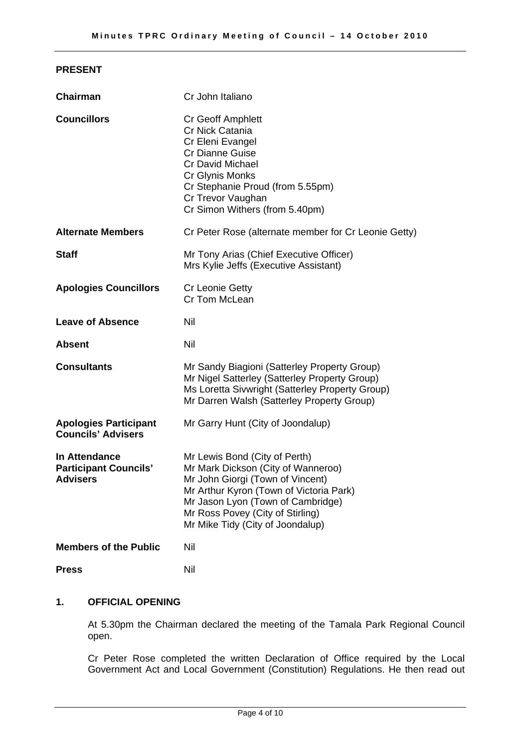## PRESENT

| | |
|---|---|
| **Chairman** | Cr John Italiano |
| **Councillors** | Cr Geoff Amphlett<br>Cr Nick Catania<br>Cr Eleni Evangel<br>Cr Dianne Guise<br>Cr David Michael<br>Cr Glynis Monks<br>Cr Stephanie Proud (from 5.55pm)<br>Cr Trevor Vaughan<br>Cr Simon Withers (from 5.40pm) |
| **Alternate Members** | Cr Peter Rose (alternate member for Cr Leonie Getty) |
| **Staff** | Mr Tony Arias (Chief Executive Officer)<br>Mrs Kylie Jeffs (Executive Assistant) |
| **Apologies Councillors** | Cr Leonie Getty<br>Cr Tom McLean |
| **Leave of Absence** | Nil |
| **Absent** | Nil |
| **Consultants** | Mr Sandy Biagioni (Satterley Property Group)<br>Mr Nigel Satterley (Satterley Property Group)<br>Ms Loretta Sivwright (Satterley Property Group)<br>Mr Darren Walsh (Satterley Property Group) |
| **Apologies Participant Councils' Advisers** | Mr Garry Hunt (City of Joondalup) |
| **In Attendance Participant Councils' Advisers** | Mr Lewis Bond (City of Perth)<br>Mr Mark Dickson (City of Wanneroo)<br>Mr John Giorgi (Town of Vincent)<br>Mr Arthur Kyron (Town of Victoria Park)<br>Mr Jason Lyon (Town of Cambridge)<br>Mr Ross Povey (City of Stirling)<br>Mr Mike Tidy (City of Joondalup) |
| **Members of the Public** | Nil |
| **Press** | Nil |

## 1. OFFICIAL OPENING

At 5.30pm the Chairman declared the meeting of the Tamala Park Regional Council open.

Cr Peter Rose completed the written Declaration of Office required by the Local Government Act and Local Government (Constitution) Regulations. He then read out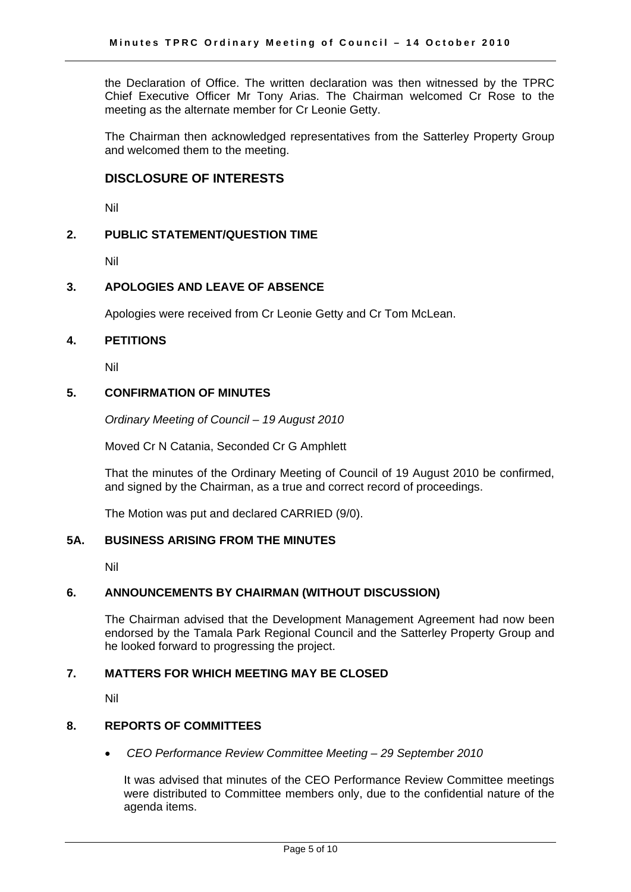the Declaration of Office. The written declaration was then witnessed by the TPRC Chief Executive Officer Mr Tony Arias. The Chairman welcomed Cr Rose to the meeting as the alternate member for Cr Leonie Getty.

The Chairman then acknowledged representatives from the Satterley Property Group and welcomed them to the meeting.

## DISCLOSURE OF INTERESTS

Nil

## 2. PUBLIC STATEMENT/QUESTION TIME

Nil

## 3. APOLOGIES AND LEAVE OF ABSENCE

Apologies were received from Cr Leonie Getty and Cr Tom McLean.

## 4. PETITIONS

Nil

## 5. CONFIRMATION OF MINUTES

*Ordinary Meeting of Council – 19 August 2010*

Moved Cr N Catania, Seconded Cr G Amphlett

That the minutes of the Ordinary Meeting of Council of 19 August 2010 be confirmed, and signed by the Chairman, as a true and correct record of proceedings.

The Motion was put and declared CARRIED (9/0).

## 5A. BUSINESS ARISING FROM THE MINUTES

Nil

## 6. ANNOUNCEMENTS BY CHAIRMAN (WITHOUT DISCUSSION)

The Chairman advised that the Development Management Agreement had now been endorsed by the Tamala Park Regional Council and the Satterley Property Group and he looked forward to progressing the project.

## 7. MATTERS FOR WHICH MEETING MAY BE CLOSED

Nil

## 8. REPORTS OF COMMITTEES

- *CEO Performance Review Committee Meeting – 29 September 2010*

  It was advised that minutes of the CEO Performance Review Committee meetings were distributed to Committee members only, due to the confidential nature of the agenda items.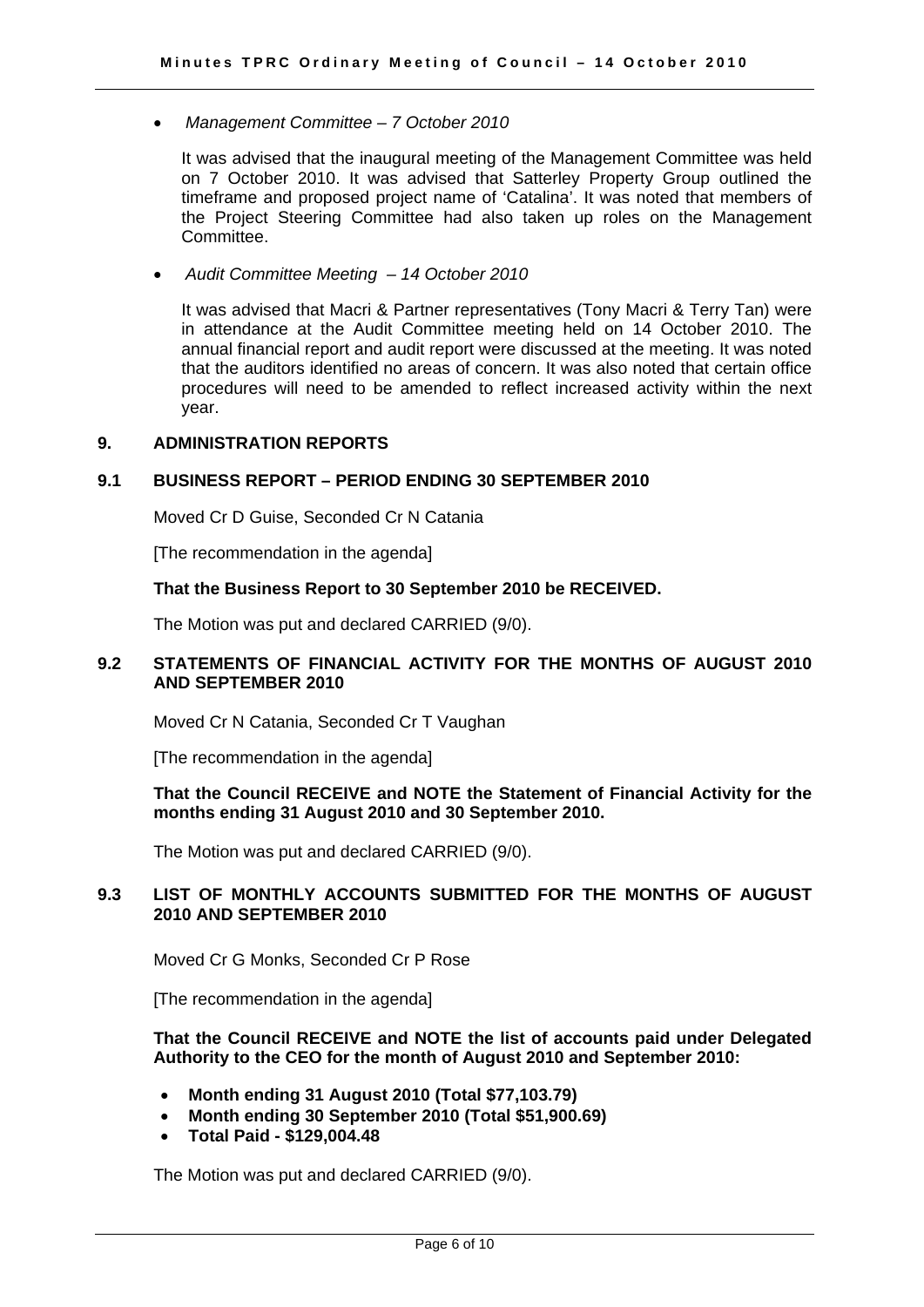- *Management Committee – 7 October 2010*

  It was advised that the inaugural meeting of the Management Committee was held on 7 October 2010. It was advised that Satterley Property Group outlined the timeframe and proposed project name of 'Catalina'. It was noted that members of the Project Steering Committee had also taken up roles on the Management Committee.

- *Audit Committee Meeting – 14 October 2010*

  It was advised that Macri & Partner representatives (Tony Macri & Terry Tan) were in attendance at the Audit Committee meeting held on 14 October 2010. The annual financial report and audit report were discussed at the meeting. It was noted that the auditors identified no areas of concern. It was also noted that certain office procedures will need to be amended to reflect increased activity within the next year.

## 9. ADMINISTRATION REPORTS

### 9.1 BUSINESS REPORT – PERIOD ENDING 30 SEPTEMBER 2010

Moved Cr D Guise, Seconded Cr N Catania

[The recommendation in the agenda]

**That the Business Report to 30 September 2010 be RECEIVED.**

The Motion was put and declared CARRIED (9/0).

### 9.2 STATEMENTS OF FINANCIAL ACTIVITY FOR THE MONTHS OF AUGUST 2010 AND SEPTEMBER 2010

Moved Cr N Catania, Seconded Cr T Vaughan

[The recommendation in the agenda]

**That the Council RECEIVE and NOTE the Statement of Financial Activity for the months ending 31 August 2010 and 30 September 2010.**

The Motion was put and declared CARRIED (9/0).

### 9.3 LIST OF MONTHLY ACCOUNTS SUBMITTED FOR THE MONTHS OF AUGUST 2010 AND SEPTEMBER 2010

Moved Cr G Monks, Seconded Cr P Rose

[The recommendation in the agenda]

**That the Council RECEIVE and NOTE the list of accounts paid under Delegated Authority to the CEO for the month of August 2010 and September 2010:**

- **Month ending 31 August 2010 (Total $77,103.79)**
- **Month ending 30 September 2010 (Total $51,900.69)**
- **Total Paid - $129,004.48**

The Motion was put and declared CARRIED (9/0).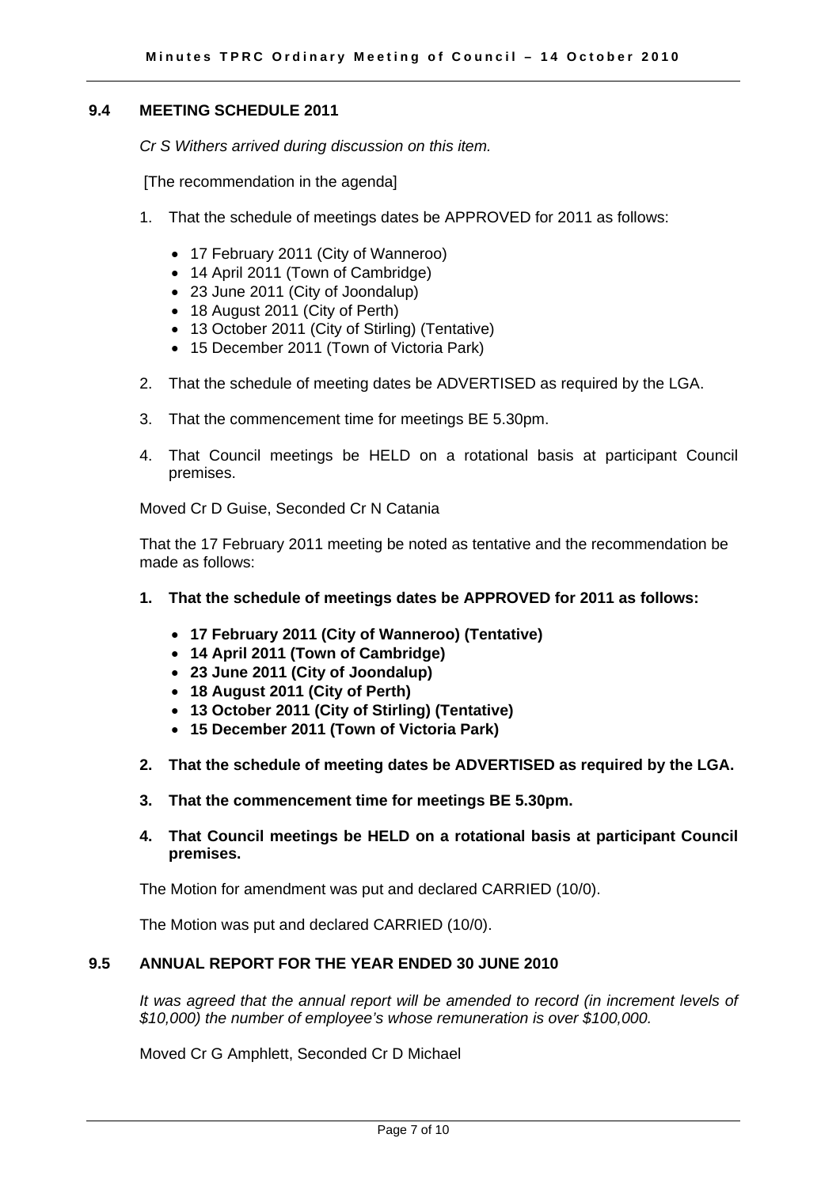## 9.4 MEETING SCHEDULE 2011

*Cr S Withers arrived during discussion on this item.*

[The recommendation in the agenda]

1. That the schedule of meetings dates be APPROVED for 2011 as follows:
   - 17 February 2011 (City of Wanneroo)
   - 14 April 2011 (Town of Cambridge)
   - 23 June 2011 (City of Joondalup)
   - 18 August 2011 (City of Perth)
   - 13 October 2011 (City of Stirling) (Tentative)
   - 15 December 2011 (Town of Victoria Park)
2. That the schedule of meeting dates be ADVERTISED as required by the LGA.
3. That the commencement time for meetings BE 5.30pm.
4. That Council meetings be HELD on a rotational basis at participant Council premises.

Moved Cr D Guise, Seconded Cr N Catania

That the 17 February 2011 meeting be noted as tentative and the recommendation be made as follows:

1. **That the schedule of meetings dates be APPROVED for 2011 as follows:**
   - **17 February 2011 (City of Wanneroo) (Tentative)**
   - **14 April 2011 (Town of Cambridge)**
   - **23 June 2011 (City of Joondalup)**
   - **18 August 2011 (City of Perth)**
   - **13 October 2011 (City of Stirling) (Tentative)**
   - **15 December 2011 (Town of Victoria Park)**
2. **That the schedule of meeting dates be ADVERTISED as required by the LGA.**
3. **That the commencement time for meetings BE 5.30pm.**
4. **That Council meetings be HELD on a rotational basis at participant Council premises.**

The Motion for amendment was put and declared CARRIED (10/0).

The Motion was put and declared CARRIED (10/0).

## 9.5 ANNUAL REPORT FOR THE YEAR ENDED 30 JUNE 2010

*It was agreed that the annual report will be amended to record (in increment levels of $10,000) the number of employee's whose remuneration is over $100,000.*

Moved Cr G Amphlett, Seconded Cr D Michael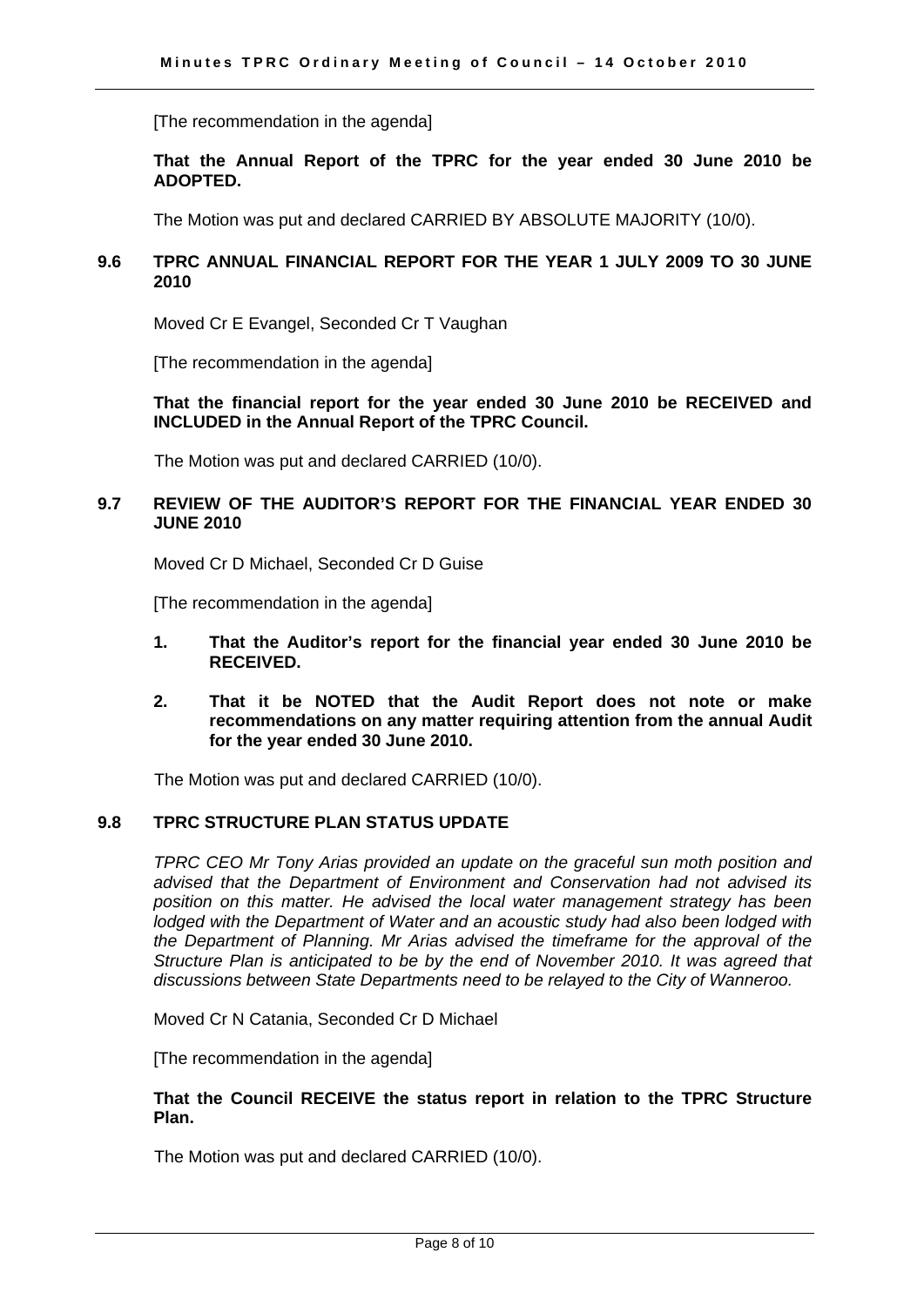[The recommendation in the agenda]

**That the Annual Report of the TPRC for the year ended 30 June 2010 be ADOPTED.**

The Motion was put and declared CARRIED BY ABSOLUTE MAJORITY (10/0).

### 9.6 TPRC ANNUAL FINANCIAL REPORT FOR THE YEAR 1 JULY 2009 TO 30 JUNE 2010

Moved Cr E Evangel, Seconded Cr T Vaughan

[The recommendation in the agenda]

**That the financial report for the year ended 30 June 2010 be RECEIVED and INCLUDED in the Annual Report of the TPRC Council.**

The Motion was put and declared CARRIED (10/0).

### 9.7 REVIEW OF THE AUDITOR'S REPORT FOR THE FINANCIAL YEAR ENDED 30 JUNE 2010

Moved Cr D Michael, Seconded Cr D Guise

[The recommendation in the agenda]

1. **That the Auditor's report for the financial year ended 30 June 2010 be RECEIVED.**
2. **That it be NOTED that the Audit Report does not note or make recommendations on any matter requiring attention from the annual Audit for the year ended 30 June 2010.**

The Motion was put and declared CARRIED (10/0).

### 9.8 TPRC STRUCTURE PLAN STATUS UPDATE

*TPRC CEO Mr Tony Arias provided an update on the graceful sun moth position and advised that the Department of Environment and Conservation had not advised its position on this matter. He advised the local water management strategy has been lodged with the Department of Water and an acoustic study had also been lodged with the Department of Planning. Mr Arias advised the timeframe for the approval of the Structure Plan is anticipated to be by the end of November 2010. It was agreed that discussions between State Departments need to be relayed to the City of Wanneroo.*

Moved Cr N Catania, Seconded Cr D Michael

[The recommendation in the agenda]

**That the Council RECEIVE the status report in relation to the TPRC Structure Plan.**

The Motion was put and declared CARRIED (10/0).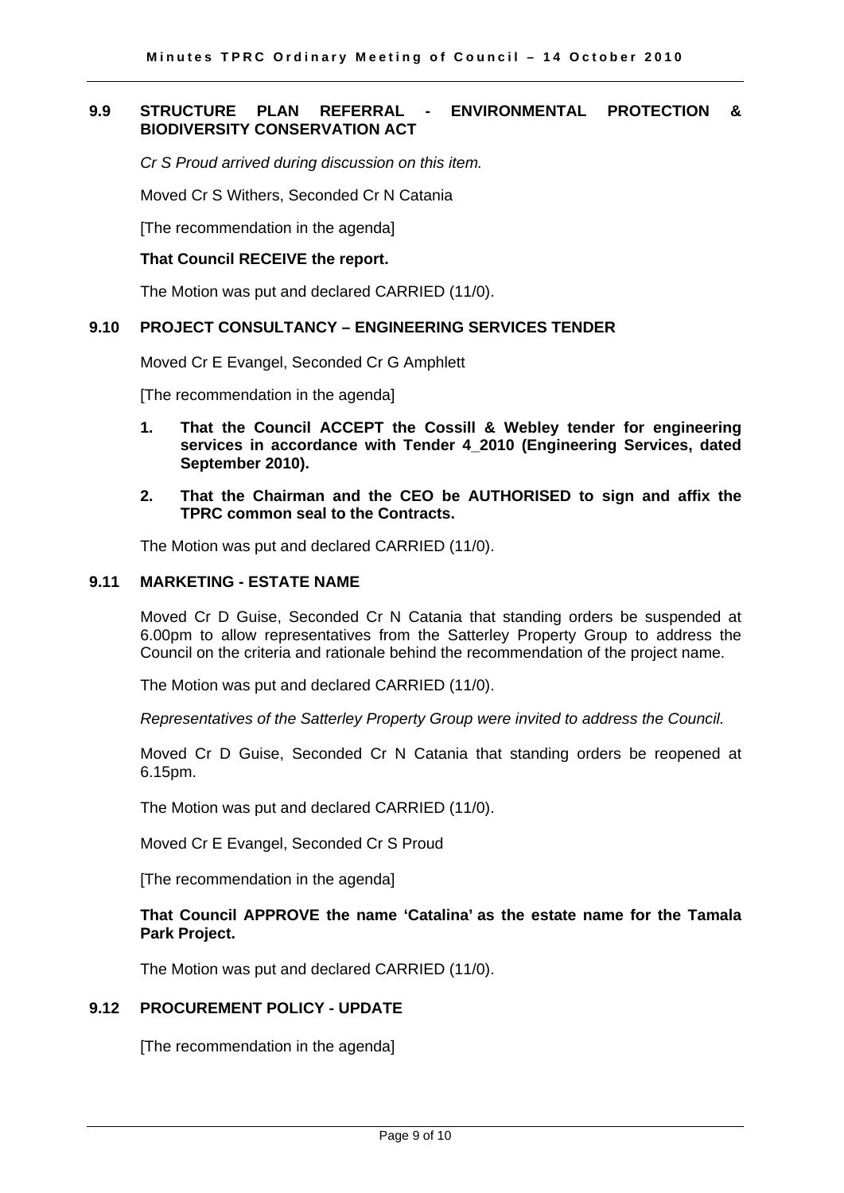### 9.9 STRUCTURE PLAN REFERRAL - ENVIRONMENTAL PROTECTION & BIODIVERSITY CONSERVATION ACT

*Cr S Proud arrived during discussion on this item.*

Moved Cr S Withers, Seconded Cr N Catania

[The recommendation in the agenda]

**That Council RECEIVE the report.**

The Motion was put and declared CARRIED (11/0).

### 9.10 PROJECT CONSULTANCY – ENGINEERING SERVICES TENDER

Moved Cr E Evangel, Seconded Cr G Amphlett

[The recommendation in the agenda]

1. **That the Council ACCEPT the Cossill & Webley tender for engineering services in accordance with Tender 4_2010 (Engineering Services, dated September 2010).**

2. **That the Chairman and the CEO be AUTHORISED to sign and affix the TPRC common seal to the Contracts.**

The Motion was put and declared CARRIED (11/0).

### 9.11 MARKETING - ESTATE NAME

Moved Cr D Guise, Seconded Cr N Catania that standing orders be suspended at 6.00pm to allow representatives from the Satterley Property Group to address the Council on the criteria and rationale behind the recommendation of the project name.

The Motion was put and declared CARRIED (11/0).

*Representatives of the Satterley Property Group were invited to address the Council.*

Moved Cr D Guise, Seconded Cr N Catania that standing orders be reopened at 6.15pm.

The Motion was put and declared CARRIED (11/0).

Moved Cr E Evangel, Seconded Cr S Proud

[The recommendation in the agenda]

**That Council APPROVE the name 'Catalina' as the estate name for the Tamala Park Project.**

The Motion was put and declared CARRIED (11/0).

### 9.12 PROCUREMENT POLICY - UPDATE

[The recommendation in the agenda]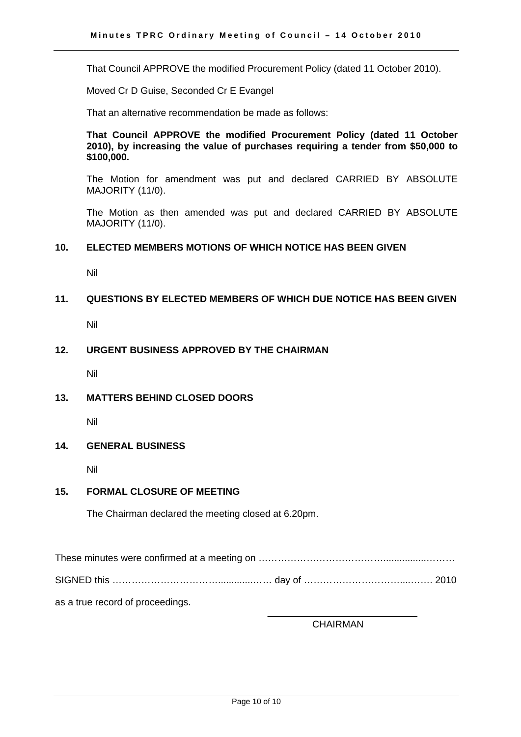That Council APPROVE the modified Procurement Policy (dated 11 October 2010).

Moved Cr D Guise, Seconded Cr E Evangel

That an alternative recommendation be made as follows:

**That Council APPROVE the modified Procurement Policy (dated 11 October 2010), by increasing the value of purchases requiring a tender from $50,000 to $100,000.**

The Motion for amendment was put and declared CARRIED BY ABSOLUTE MAJORITY (11/0).

The Motion as then amended was put and declared CARRIED BY ABSOLUTE MAJORITY (11/0).

## 10. ELECTED MEMBERS MOTIONS OF WHICH NOTICE HAS BEEN GIVEN

Nil

## 11. QUESTIONS BY ELECTED MEMBERS OF WHICH DUE NOTICE HAS BEEN GIVEN

Nil

## 12. URGENT BUSINESS APPROVED BY THE CHAIRMAN

Nil

## 13. MATTERS BEHIND CLOSED DOORS

Nil

## 14. GENERAL BUSINESS

Nil

## 15. FORMAL CLOSURE OF MEETING

The Chairman declared the meeting closed at 6.20pm.

These minutes were confirmed at a meeting on ……………………………………...............………

SIGNED this ……………………………….............…. day of …………………………...……. 2010

as a true record of proceedings.

CHAIRMAN